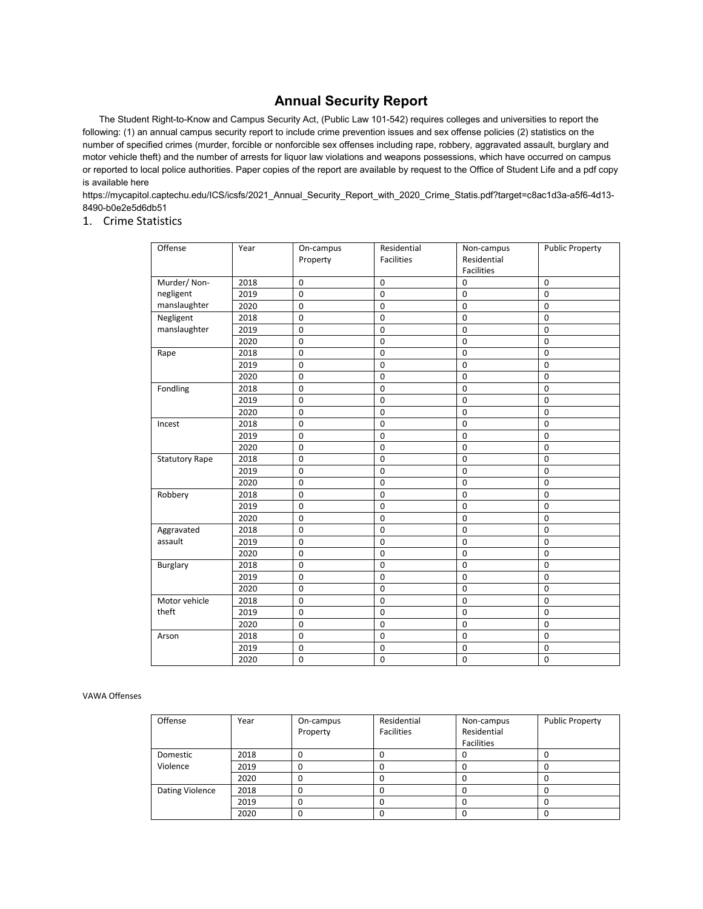# Annual Security Report

The Student Right-to-Know and Campus Security Act, (Public Law 101-542) requires colleges and universities to report the following: (1) an annual campus security report to include crime prevention issues and sex offense policies (2) statistics on the number of specified crimes (murder, forcible or nonforcible sex offenses including rape, robbery, aggravated assault, burglary and motor vehicle theft) and the number of arrests for liquor law violations and weapons possessions, which have occurred on campus or reported to local police authorities. Paper copies of the report are available by request to the Office of Student Life and a pdf copy is available here https://mycapitol.captechu.edu/ICS/icsfs/2021_Annual_Security_Report_with_2020_Crime_Statis.pdf?target=c8ac1d3a-a5f6-4d13-8490-b0e2e5d6db51

## 1. Crime Statistics

| Offense | Year | On-campus Property | Residential Facilities | Non-campus Residential Facilities | Public Property |
|---|---|---|---|---|---|
| Murder/ Non-negligent manslaughter | 2018 | 0 | 0 | 0 | 0 |
| | 2019 | 0 | 0 | 0 | 0 |
| | 2020 | 0 | 0 | 0 | 0 |
| Negligent manslaughter | 2018 | 0 | 0 | 0 | 0 |
| | 2019 | 0 | 0 | 0 | 0 |
| | 2020 | 0 | 0 | 0 | 0 |
| Rape | 2018 | 0 | 0 | 0 | 0 |
| | 2019 | 0 | 0 | 0 | 0 |
| | 2020 | 0 | 0 | 0 | 0 |
| Fondling | 2018 | 0 | 0 | 0 | 0 |
| | 2019 | 0 | 0 | 0 | 0 |
| | 2020 | 0 | 0 | 0 | 0 |
| Incest | 2018 | 0 | 0 | 0 | 0 |
| | 2019 | 0 | 0 | 0 | 0 |
| | 2020 | 0 | 0 | 0 | 0 |
| Statutory Rape | 2018 | 0 | 0 | 0 | 0 |
| | 2019 | 0 | 0 | 0 | 0 |
| | 2020 | 0 | 0 | 0 | 0 |
| Robbery | 2018 | 0 | 0 | 0 | 0 |
| | 2019 | 0 | 0 | 0 | 0 |
| | 2020 | 0 | 0 | 0 | 0 |
| Aggravated assault | 2018 | 0 | 0 | 0 | 0 |
| | 2019 | 0 | 0 | 0 | 0 |
| | 2020 | 0 | 0 | 0 | 0 |
| Burglary | 2018 | 0 | 0 | 0 | 0 |
| | 2019 | 0 | 0 | 0 | 0 |
| | 2020 | 0 | 0 | 0 | 0 |
| Motor vehicle theft | 2018 | 0 | 0 | 0 | 0 |
| | 2019 | 0 | 0 | 0 | 0 |
| | 2020 | 0 | 0 | 0 | 0 |
| Arson | 2018 | 0 | 0 | 0 | 0 |
| | 2019 | 0 | 0 | 0 | 0 |
| | 2020 | 0 | 0 | 0 | 0 |

VAWA Offenses

| Offense | Year | On-campus Property | Residential Facilities | Non-campus Residential Facilities | Public Property |
|---|---|---|---|---|---|
| Domestic Violence | 2018 | 0 | 0 | 0 | 0 |
| | 2019 | 0 | 0 | 0 | 0 |
| | 2020 | 0 | 0 | 0 | 0 |
| Dating Violence | 2018 | 0 | 0 | 0 | 0 |
| | 2019 | 0 | 0 | 0 | 0 |
| | 2020 | 0 | 0 | 0 | 0 |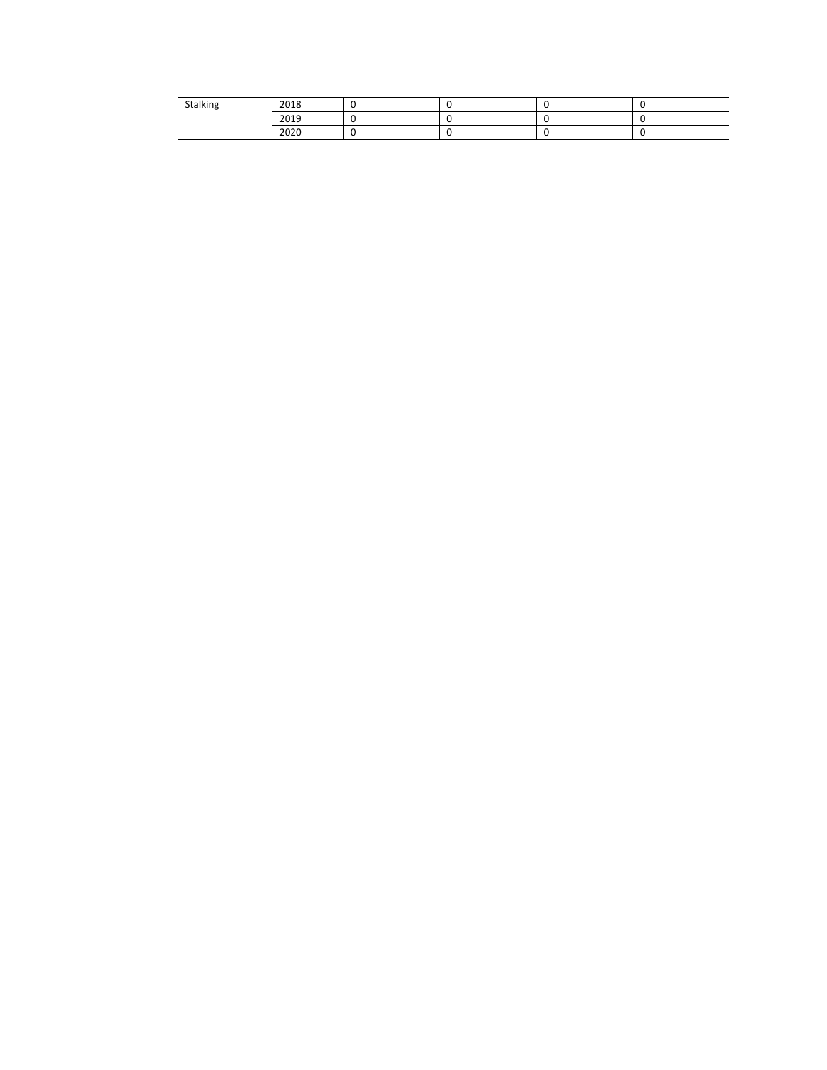| | | | | | |
|---|---|---|---|---|---|
| Stalking | 2018 | 0 | 0 | 0 | 0 |
| | 2019 | 0 | 0 | 0 | 0 |
| | 2020 | 0 | 0 | 0 | 0 |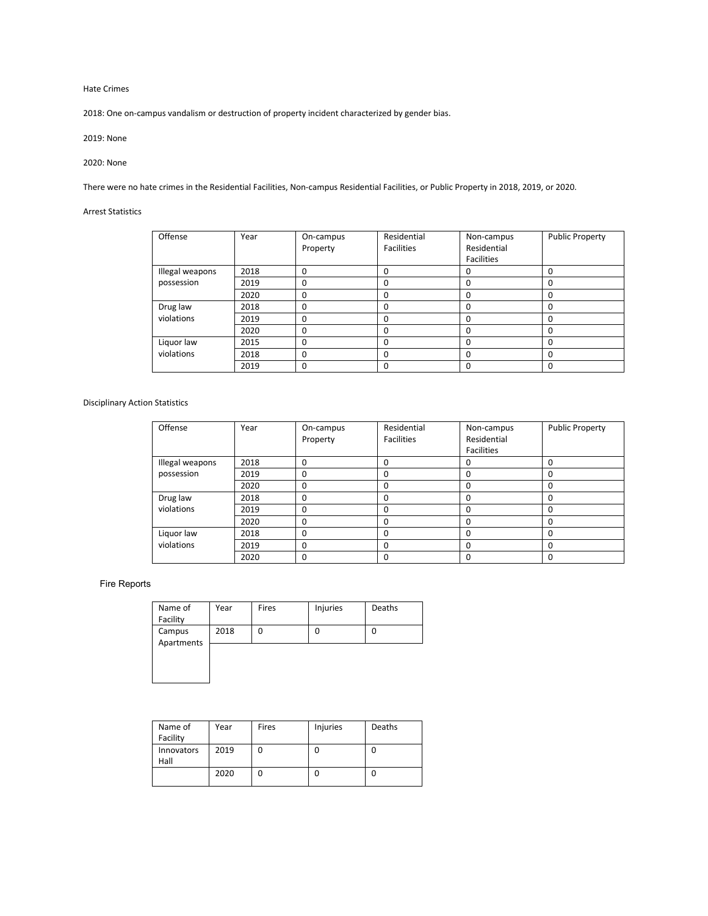Hate Crimes

2018: One on-campus vandalism or destruction of property incident characterized by gender bias.

2019: None

2020: None

There were no hate crimes in the Residential Facilities, Non-campus Residential Facilities, or Public Property in 2018, 2019, or 2020.

Arrest Statistics

| Offense | Year | On-campus Property | Residential Facilities | Non-campus Residential Facilities | Public Property |
|---|---|---|---|---|---|
| Illegal weapons possession | 2018 | 0 | 0 | 0 | 0 |
| | 2019 | 0 | 0 | 0 | 0 |
| | 2020 | 0 | 0 | 0 | 0 |
| Drug law violations | 2018 | 0 | 0 | 0 | 0 |
| | 2019 | 0 | 0 | 0 | 0 |
| | 2020 | 0 | 0 | 0 | 0 |
| Liquor law violations | 2015 | 0 | 0 | 0 | 0 |
| | 2018 | 0 | 0 | 0 | 0 |
| | 2019 | 0 | 0 | 0 | 0 |

Disciplinary Action Statistics

| Offense | Year | On-campus Property | Residential Facilities | Non-campus Residential Facilities | Public Property |
|---|---|---|---|---|---|
| Illegal weapons possession | 2018 | 0 | 0 | 0 | 0 |
| | 2019 | 0 | 0 | 0 | 0 |
| | 2020 | 0 | 0 | 0 | 0 |
| Drug law violations | 2018 | 0 | 0 | 0 | 0 |
| | 2019 | 0 | 0 | 0 | 0 |
| | 2020 | 0 | 0 | 0 | 0 |
| Liquor law violations | 2018 | 0 | 0 | 0 | 0 |
| | 2019 | 0 | 0 | 0 | 0 |
| | 2020 | 0 | 0 | 0 | 0 |

Fire Reports

| Name of Facility | Year | Fires | Injuries | Deaths |
|---|---|---|---|---|
| Campus Apartments | 2018 | 0 | 0 | 0 |

| Name of Facility | Year | Fires | Injuries | Deaths |
|---|---|---|---|---|
| Innovators Hall | 2019 | 0 | 0 | 0 |
| | 2020 | 0 | 0 | 0 |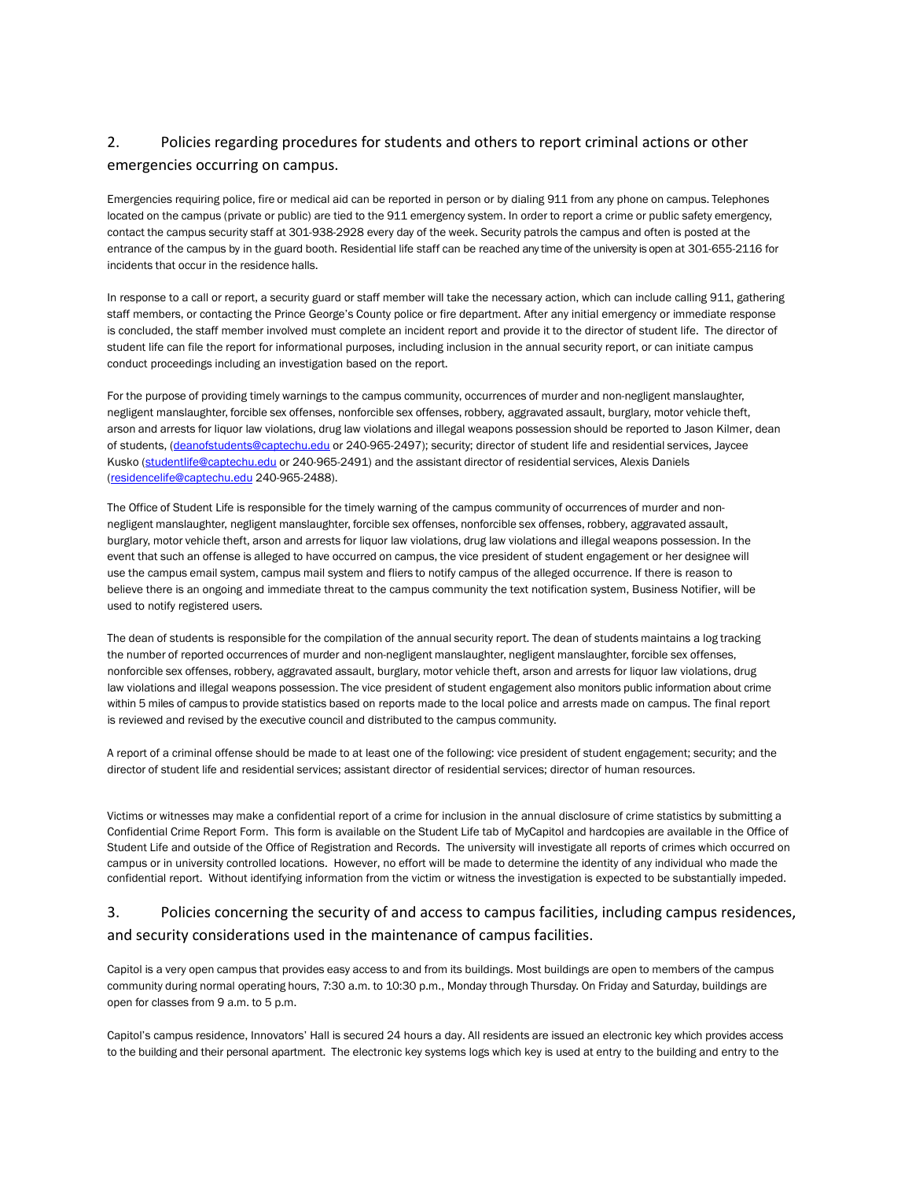## 2. Policies regarding procedures for students and others to report criminal actions or other emergencies occurring on campus.

Emergencies requiring police, fire or medical aid can be reported in person or by dialing 911 from any phone on campus. Telephones located on the campus (private or public) are tied to the 911 emergency system. In order to report a crime or public safety emergency, contact the campus security staff at 301-938-2928 every day of the week. Security patrols the campus and often is posted at the entrance of the campus by in the guard booth. Residential life staff can be reached any time of the university is open at 301-655-2116 for incidents that occur in the residence halls.

In response to a call or report, a security guard or staff member will take the necessary action, which can include calling 911, gathering staff members, or contacting the Prince George's County police or fire department. After any initial emergency or immediate response is concluded, the staff member involved must complete an incident report and provide it to the director of student life. The director of student life can file the report for informational purposes, including inclusion in the annual security report, or can initiate campus conduct proceedings including an investigation based on the report.

For the purpose of providing timely warnings to the campus community, occurrences of murder and non-negligent manslaughter, negligent manslaughter, forcible sex offenses, nonforcible sex offenses, robbery, aggravated assault, burglary, motor vehicle theft, arson and arrests for liquor law violations, drug law violations and illegal weapons possession should be reported to Jason Kilmer, dean of students, (deanofstudents@captechu.edu or 240-965-2497); security; director of student life and residential services, Jaycee Kusko (studentlife@captechu.edu or 240-965-2491) and the assistant director of residential services, Alexis Daniels (residencelife@captechu.edu 240-965-2488).

The Office of Student Life is responsible for the timely warning of the campus community of occurrences of murder and non-negligent manslaughter, negligent manslaughter, forcible sex offenses, nonforcible sex offenses, robbery, aggravated assault, burglary, motor vehicle theft, arson and arrests for liquor law violations, drug law violations and illegal weapons possession. In the event that such an offense is alleged to have occurred on campus, the vice president of student engagement or her designee will use the campus email system, campus mail system and fliers to notify campus of the alleged occurrence. If there is reason to believe there is an ongoing and immediate threat to the campus community the text notification system, Business Notifier, will be used to notify registered users.

The dean of students is responsible for the compilation of the annual security report. The dean of students maintains a log tracking the number of reported occurrences of murder and non-negligent manslaughter, negligent manslaughter, forcible sex offenses, nonforcible sex offenses, robbery, aggravated assault, burglary, motor vehicle theft, arson and arrests for liquor law violations, drug law violations and illegal weapons possession. The vice president of student engagement also monitors public information about crime within 5 miles of campus to provide statistics based on reports made to the local police and arrests made on campus. The final report is reviewed and revised by the executive council and distributed to the campus community.

A report of a criminal offense should be made to at least one of the following: vice president of student engagement; security; and the director of student life and residential services; assistant director of residential services; director of human resources.

Victims or witnesses may make a confidential report of a crime for inclusion in the annual disclosure of crime statistics by submitting a Confidential Crime Report Form. This form is available on the Student Life tab of MyCapitol and hardcopies are available in the Office of Student Life and outside of the Office of Registration and Records. The university will investigate all reports of crimes which occurred on campus or in university controlled locations. However, no effort will be made to determine the identity of any individual who made the confidential report. Without identifying information from the victim or witness the investigation is expected to be substantially impeded.

## 3. Policies concerning the security of and access to campus facilities, including campus residences, and security considerations used in the maintenance of campus facilities.

Capitol is a very open campus that provides easy access to and from its buildings. Most buildings are open to members of the campus community during normal operating hours, 7:30 a.m. to 10:30 p.m., Monday through Thursday. On Friday and Saturday, buildings are open for classes from 9 a.m. to 5 p.m.

Capitol's campus residence, Innovators' Hall is secured 24 hours a day. All residents are issued an electronic key which provides access to the building and their personal apartment. The electronic key systems logs which key is used at entry to the building and entry to the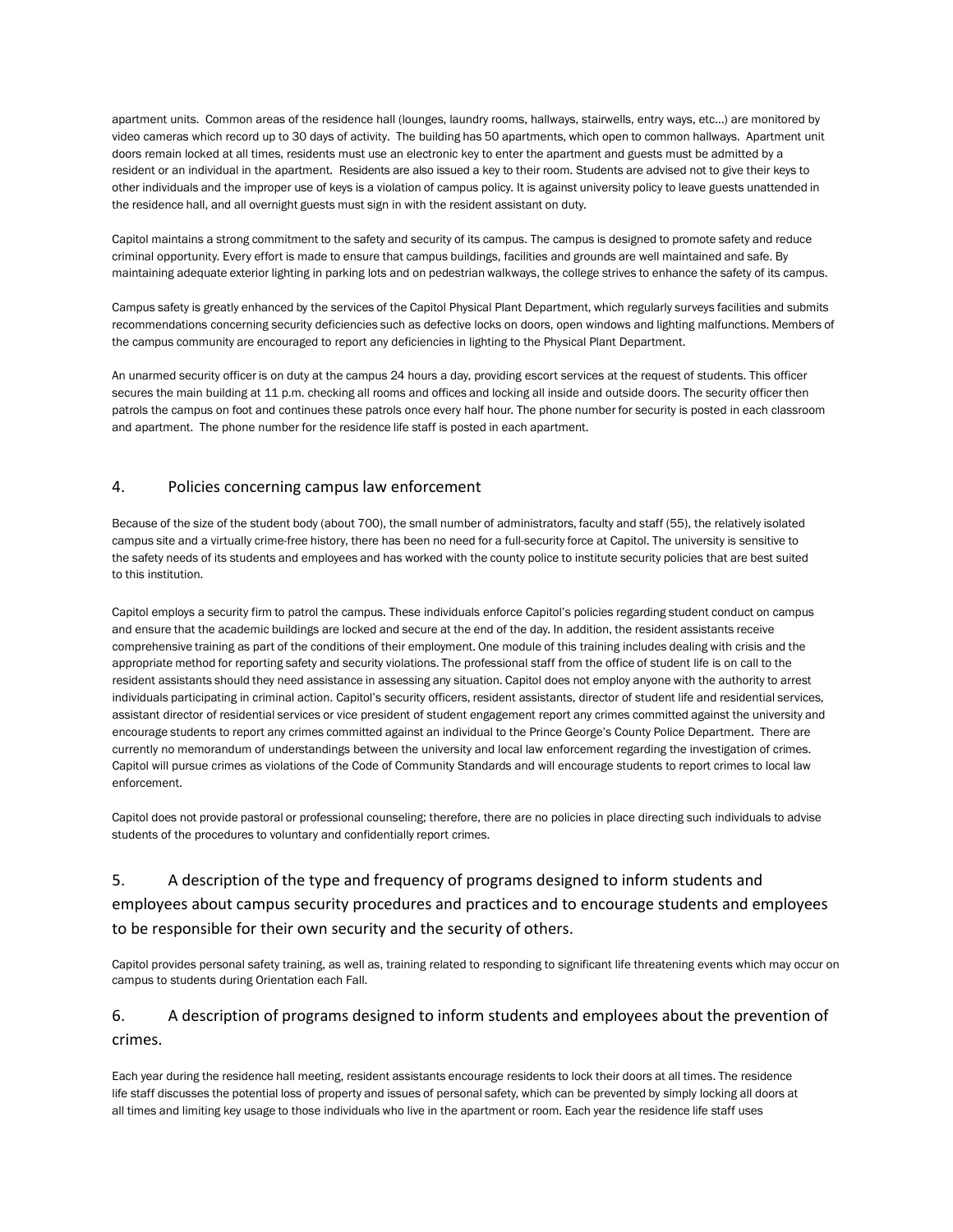apartment units. Common areas of the residence hall (lounges, laundry rooms, hallways, stairwells, entry ways, etc…) are monitored by video cameras which record up to 30 days of activity. The building has 50 apartments, which open to common hallways. Apartment unit doors remain locked at all times, residents must use an electronic key to enter the apartment and guests must be admitted by a resident or an individual in the apartment. Residents are also issued a key to their room. Students are advised not to give their keys to other individuals and the improper use of keys is a violation of campus policy. It is against university policy to leave guests unattended in the residence hall, and all overnight guests must sign in with the resident assistant on duty.

Capitol maintains a strong commitment to the safety and security of its campus. The campus is designed to promote safety and reduce criminal opportunity. Every effort is made to ensure that campus buildings, facilities and grounds are well maintained and safe. By maintaining adequate exterior lighting in parking lots and on pedestrian walkways, the college strives to enhance the safety of its campus.

Campus safety is greatly enhanced by the services of the Capitol Physical Plant Department, which regularly surveys facilities and submits recommendations concerning security deficiencies such as defective locks on doors, open windows and lighting malfunctions. Members of the campus community are encouraged to report any deficiencies in lighting to the Physical Plant Department.

An unarmed security officer is on duty at the campus 24 hours a day, providing escort services at the request of students. This officer secures the main building at 11 p.m. checking all rooms and offices and locking all inside and outside doors. The security officer then patrols the campus on foot and continues these patrols once every half hour. The phone number for security is posted in each classroom and apartment. The phone number for the residence life staff is posted in each apartment.

## 4. Policies concerning campus law enforcement

Because of the size of the student body (about 700), the small number of administrators, faculty and staff (55), the relatively isolated campus site and a virtually crime-free history, there has been no need for a full-security force at Capitol. The university is sensitive to the safety needs of its students and employees and has worked with the county police to institute security policies that are best suited to this institution.

Capitol employs a security firm to patrol the campus. These individuals enforce Capitol's policies regarding student conduct on campus and ensure that the academic buildings are locked and secure at the end of the day. In addition, the resident assistants receive comprehensive training as part of the conditions of their employment. One module of this training includes dealing with crisis and the appropriate method for reporting safety and security violations. The professional staff from the office of student life is on call to the resident assistants should they need assistance in assessing any situation. Capitol does not employ anyone with the authority to arrest individuals participating in criminal action. Capitol's security officers, resident assistants, director of student life and residential services, assistant director of residential services or vice president of student engagement report any crimes committed against the university and encourage students to report any crimes committed against an individual to the Prince George's County Police Department. There are currently no memorandum of understandings between the university and local law enforcement regarding the investigation of crimes. Capitol will pursue crimes as violations of the Code of Community Standards and will encourage students to report crimes to local law enforcement.

Capitol does not provide pastoral or professional counseling; therefore, there are no policies in place directing such individuals to advise students of the procedures to voluntary and confidentially report crimes.

## 5. A description of the type and frequency of programs designed to inform students and employees about campus security procedures and practices and to encourage students and employees to be responsible for their own security and the security of others.

Capitol provides personal safety training, as well as, training related to responding to significant life threatening events which may occur on campus to students during Orientation each Fall.

## 6. A description of programs designed to inform students and employees about the prevention of crimes.

Each year during the residence hall meeting, resident assistants encourage residents to lock their doors at all times. The residence life staff discusses the potential loss of property and issues of personal safety, which can be prevented by simply locking all doors at all times and limiting key usage to those individuals who live in the apartment or room. Each year the residence life staff uses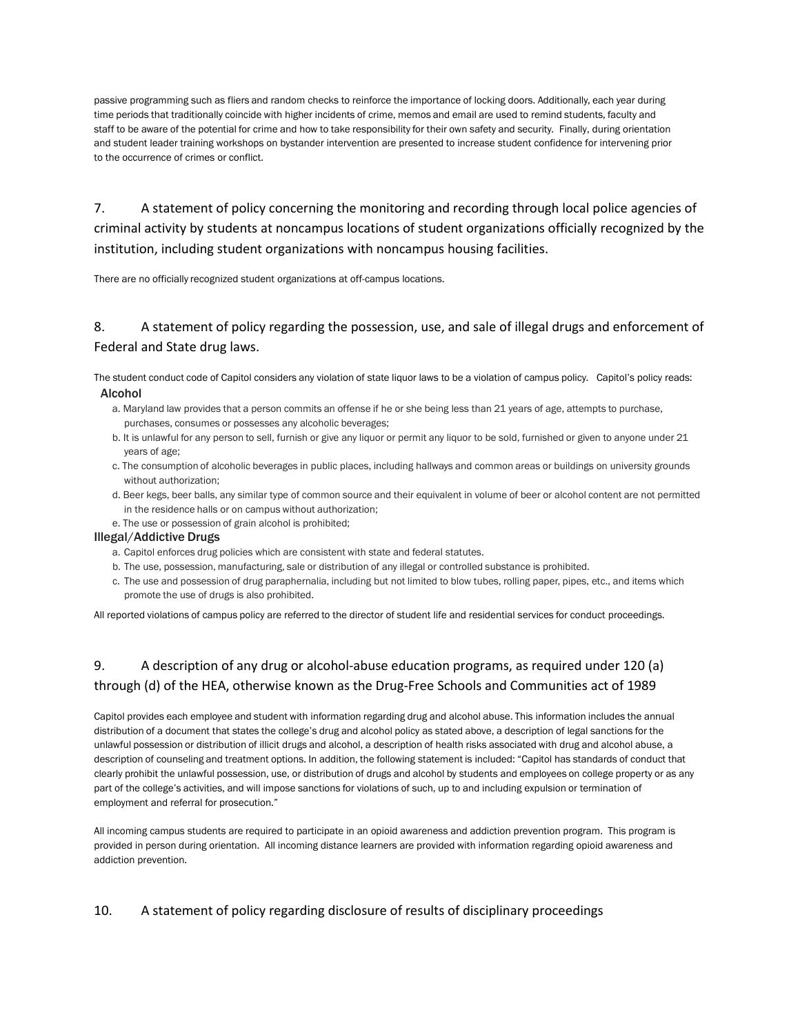passive programming such as fliers and random checks to reinforce the importance of locking doors. Additionally, each year during time periods that traditionally coincide with higher incidents of crime, memos and email are used to remind students, faculty and staff to be aware of the potential for crime and how to take responsibility for their own safety and security. Finally, during orientation and student leader training workshops on bystander intervention are presented to increase student confidence for intervening prior to the occurrence of crimes or conflict.

## 7. A statement of policy concerning the monitoring and recording through local police agencies of criminal activity by students at noncampus locations of student organizations officially recognized by the institution, including student organizations with noncampus housing facilities.

There are no officially recognized student organizations at off-campus locations.

## 8. A statement of policy regarding the possession, use, and sale of illegal drugs and enforcement of Federal and State drug laws.

The student conduct code of Capitol considers any violation of state liquor laws to be a violation of campus policy. Capitol's policy reads:

**Alcohol**

a. Maryland law provides that a person commits an offense if he or she being less than 21 years of age, attempts to purchase, purchases, consumes or possesses any alcoholic beverages;
b. It is unlawful for any person to sell, furnish or give any liquor or permit any liquor to be sold, furnished or given to anyone under 21 years of age;
c. The consumption of alcoholic beverages in public places, including hallways and common areas or buildings on university grounds without authorization;
d. Beer kegs, beer balls, any similar type of common source and their equivalent in volume of beer or alcohol content are not permitted in the residence halls or on campus without authorization;
e. The use or possession of grain alcohol is prohibited;

**Illegal/Addictive Drugs**

a. Capitol enforces drug policies which are consistent with state and federal statutes.
b. The use, possession, manufacturing, sale or distribution of any illegal or controlled substance is prohibited.
c. The use and possession of drug paraphernalia, including but not limited to blow tubes, rolling paper, pipes, etc., and items which promote the use of drugs is also prohibited.

All reported violations of campus policy are referred to the director of student life and residential services for conduct proceedings.

## 9. A description of any drug or alcohol-abuse education programs, as required under 120 (a) through (d) of the HEA, otherwise known as the Drug-Free Schools and Communities act of 1989

Capitol provides each employee and student with information regarding drug and alcohol abuse. This information includes the annual distribution of a document that states the college's drug and alcohol policy as stated above, a description of legal sanctions for the unlawful possession or distribution of illicit drugs and alcohol, a description of health risks associated with drug and alcohol abuse, a description of counseling and treatment options. In addition, the following statement is included: "Capitol has standards of conduct that clearly prohibit the unlawful possession, use, or distribution of drugs and alcohol by students and employees on college property or as any part of the college's activities, and will impose sanctions for violations of such, up to and including expulsion or termination of employment and referral for prosecution."

All incoming campus students are required to participate in an opioid awareness and addiction prevention program. This program is provided in person during orientation. All incoming distance learners are provided with information regarding opioid awareness and addiction prevention.

## 10. A statement of policy regarding disclosure of results of disciplinary proceedings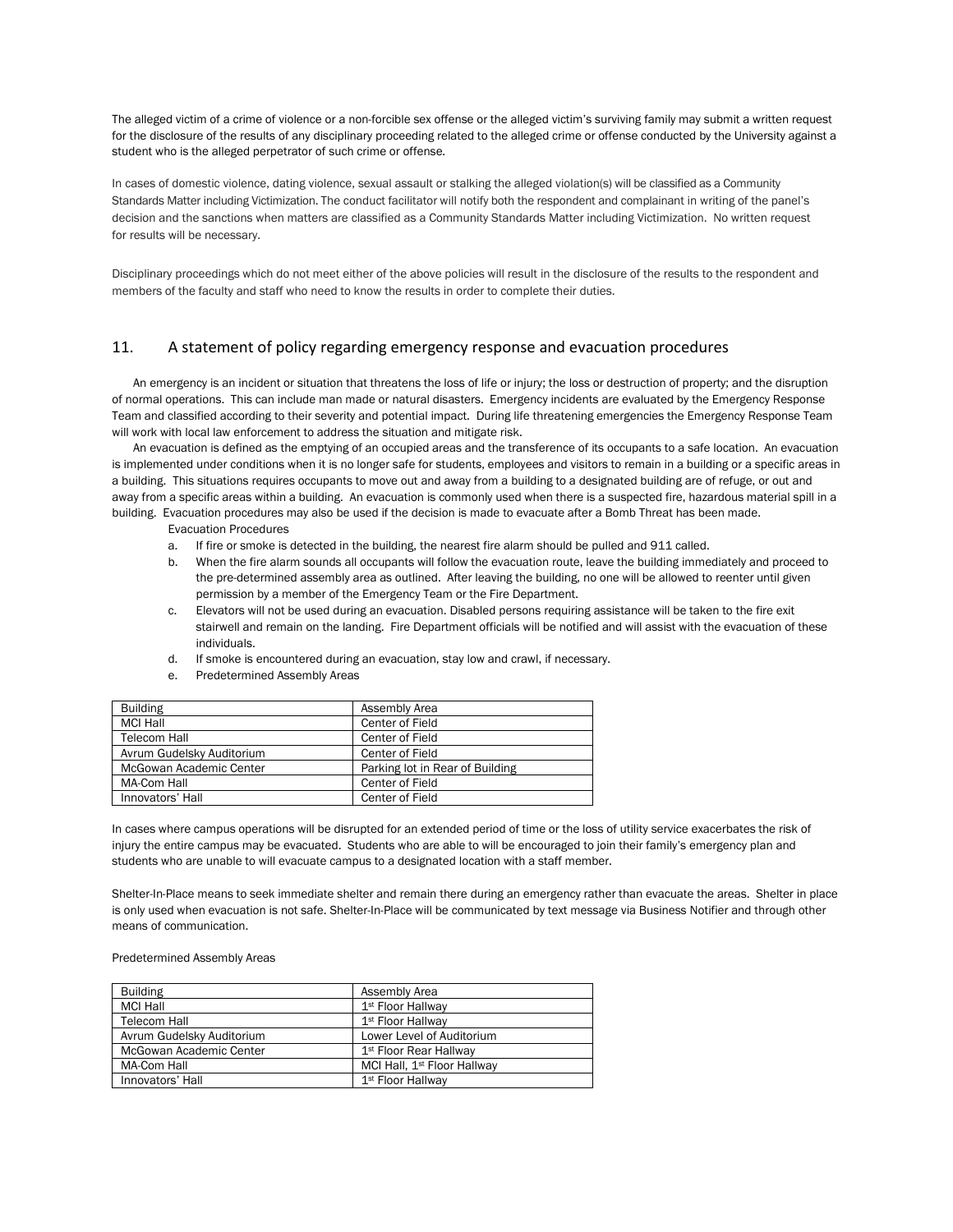The alleged victim of a crime of violence or a non-forcible sex offense or the alleged victim's surviving family may submit a written request for the disclosure of the results of any disciplinary proceeding related to the alleged crime or offense conducted by the University against a student who is the alleged perpetrator of such crime or offense.

In cases of domestic violence, dating violence, sexual assault or stalking the alleged violation(s) will be classified as a Community Standards Matter including Victimization. The conduct facilitator will notify both the respondent and complainant in writing of the panel's decision and the sanctions when matters are classified as a Community Standards Matter including Victimization. No written request for results will be necessary.

Disciplinary proceedings which do not meet either of the above policies will result in the disclosure of the results to the respondent and members of the faculty and staff who need to know the results in order to complete their duties.

## 11. A statement of policy regarding emergency response and evacuation procedures

An emergency is an incident or situation that threatens the loss of life or injury; the loss or destruction of property; and the disruption of normal operations. This can include man made or natural disasters. Emergency incidents are evaluated by the Emergency Response Team and classified according to their severity and potential impact. During life threatening emergencies the Emergency Response Team will work with local law enforcement to address the situation and mitigate risk.

An evacuation is defined as the emptying of an occupied areas and the transference of its occupants to a safe location. An evacuation is implemented under conditions when it is no longer safe for students, employees and visitors to remain in a building or a specific areas in a building. This situations requires occupants to move out and away from a building to a designated building are of refuge, or out and away from a specific areas within a building. An evacuation is commonly used when there is a suspected fire, hazardous material spill in a building. Evacuation procedures may also be used if the decision is made to evacuate after a Bomb Threat has been made.

Evacuation Procedures

a. If fire or smoke is detected in the building, the nearest fire alarm should be pulled and 911 called.
b. When the fire alarm sounds all occupants will follow the evacuation route, leave the building immediately and proceed to the pre-determined assembly area as outlined. After leaving the building, no one will be allowed to reenter until given permission by a member of the Emergency Team or the Fire Department.
c. Elevators will not be used during an evacuation. Disabled persons requiring assistance will be taken to the fire exit stairwell and remain on the landing. Fire Department officials will be notified and will assist with the evacuation of these individuals.
d. If smoke is encountered during an evacuation, stay low and crawl, if necessary.
e. Predetermined Assembly Areas

| Building | Assembly Area |
|---|---|
| MCI Hall | Center of Field |
| Telecom Hall | Center of Field |
| Avrum Gudelsky Auditorium | Center of Field |
| McGowan Academic Center | Parking lot in Rear of Building |
| MA-Com Hall | Center of Field |
| Innovators' Hall | Center of Field |

In cases where campus operations will be disrupted for an extended period of time or the loss of utility service exacerbates the risk of injury the entire campus may be evacuated. Students who are able to will be encouraged to join their family's emergency plan and students who are unable to will evacuate campus to a designated location with a staff member.

Shelter-In-Place means to seek immediate shelter and remain there during an emergency rather than evacuate the areas. Shelter in place is only used when evacuation is not safe. Shelter-In-Place will be communicated by text message via Business Notifier and through other means of communication.

Predetermined Assembly Areas

| Building | Assembly Area |
|---|---|
| MCI Hall | 1st Floor Hallway |
| Telecom Hall | 1st Floor Hallway |
| Avrum Gudelsky Auditorium | Lower Level of Auditorium |
| McGowan Academic Center | 1st Floor Rear Hallway |
| MA-Com Hall | MCI Hall, 1st Floor Hallway |
| Innovators' Hall | 1st Floor Hallway |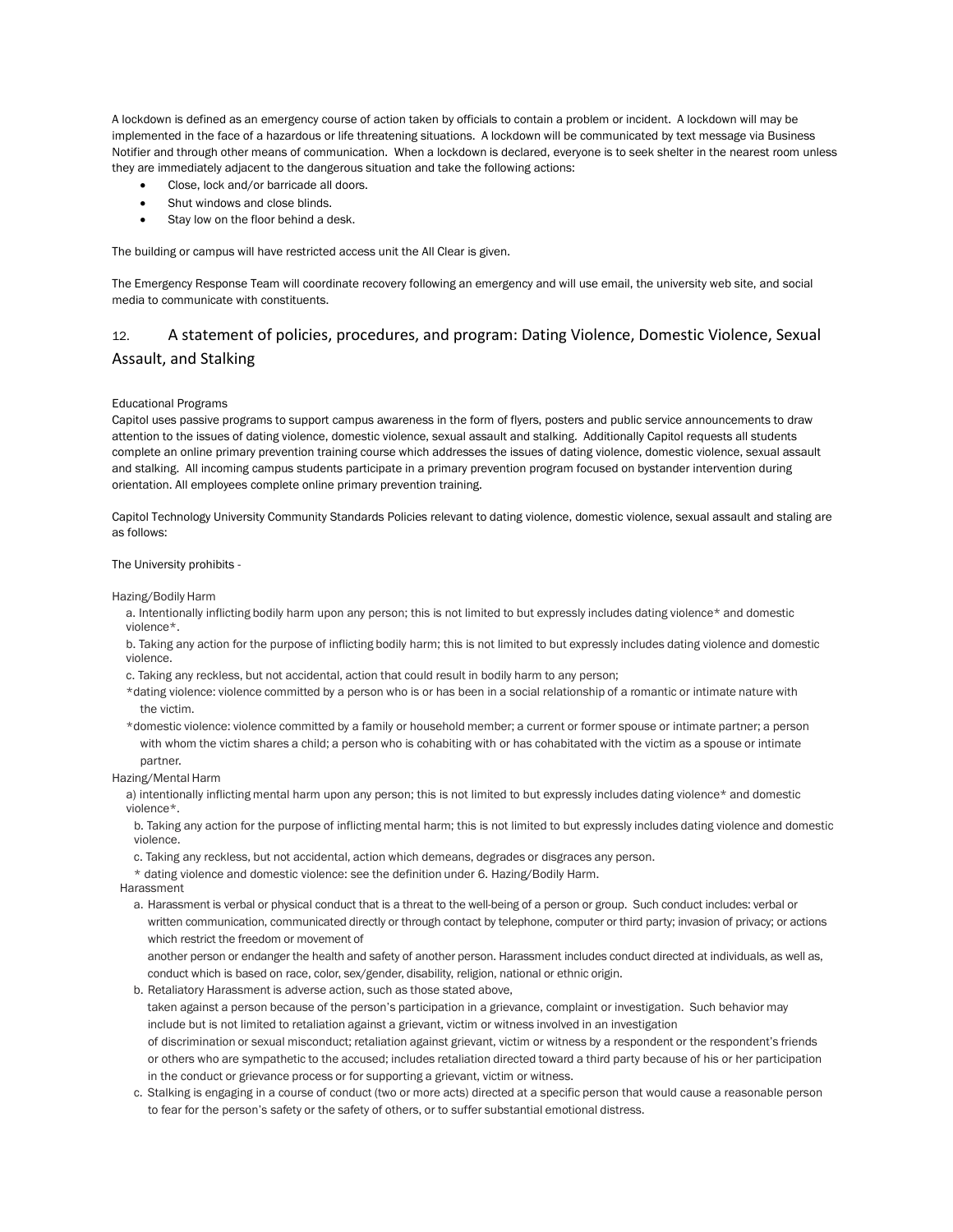A lockdown is defined as an emergency course of action taken by officials to contain a problem or incident. A lockdown will may be implemented in the face of a hazardous or life threatening situations. A lockdown will be communicated by text message via Business Notifier and through other means of communication. When a lockdown is declared, everyone is to seek shelter in the nearest room unless they are immediately adjacent to the dangerous situation and take the following actions:

- Close, lock and/or barricade all doors.
- Shut windows and close blinds.
- Stay low on the floor behind a desk.

The building or campus will have restricted access unit the All Clear is given.

The Emergency Response Team will coordinate recovery following an emergency and will use email, the university web site, and social media to communicate with constituents.

## 12. A statement of policies, procedures, and program: Dating Violence, Domestic Violence, Sexual Assault, and Stalking

Educational Programs

Capitol uses passive programs to support campus awareness in the form of flyers, posters and public service announcements to draw attention to the issues of dating violence, domestic violence, sexual assault and stalking. Additionally Capitol requests all students complete an online primary prevention training course which addresses the issues of dating violence, domestic violence, sexual assault and stalking. All incoming campus students participate in a primary prevention program focused on bystander intervention during orientation. All employees complete online primary prevention training.

Capitol Technology University Community Standards Policies relevant to dating violence, domestic violence, sexual assault and staling are as follows:

The University prohibits -

Hazing/Bodily Harm

a. Intentionally inflicting bodily harm upon any person; this is not limited to but expressly includes dating violence* and domestic violence*.

b. Taking any action for the purpose of inflicting bodily harm; this is not limited to but expressly includes dating violence and domestic violence.

c. Taking any reckless, but not accidental, action that could result in bodily harm to any person;

*dating violence: violence committed by a person who is or has been in a social relationship of a romantic or intimate nature with the victim.

*domestic violence: violence committed by a family or household member; a current or former spouse or intimate partner; a person with whom the victim shares a child; a person who is cohabiting with or has cohabitated with the victim as a spouse or intimate partner.

Hazing/Mental Harm

a) intentionally inflicting mental harm upon any person; this is not limited to but expressly includes dating violence* and domestic violence*.

b. Taking any action for the purpose of inflicting mental harm; this is not limited to but expressly includes dating violence and domestic violence.

c. Taking any reckless, but not accidental, action which demeans, degrades or disgraces any person.

* dating violence and domestic violence: see the definition under 6. Hazing/Bodily Harm.

Harassment

a. Harassment is verbal or physical conduct that is a threat to the well-being of a person or group. Such conduct includes: verbal or written communication, communicated directly or through contact by telephone, computer or third party; invasion of privacy; or actions which restrict the freedom or movement of another person or endanger the health and safety of another person. Harassment includes conduct directed at individuals, as well as, conduct which is based on race, color, sex/gender, disability, religion, national or ethnic origin.

b. Retaliatory Harassment is adverse action, such as those stated above, taken against a person because of the person's participation in a grievance, complaint or investigation. Such behavior may include but is not limited to retaliation against a grievant, victim or witness involved in an investigation of discrimination or sexual misconduct; retaliation against grievant, victim or witness by a respondent or the respondent's friends or others who are sympathetic to the accused; includes retaliation directed toward a third party because of his or her participation in the conduct or grievance process or for supporting a grievant, victim or witness.

c. Stalking is engaging in a course of conduct (two or more acts) directed at a specific person that would cause a reasonable person to fear for the person's safety or the safety of others, or to suffer substantial emotional distress.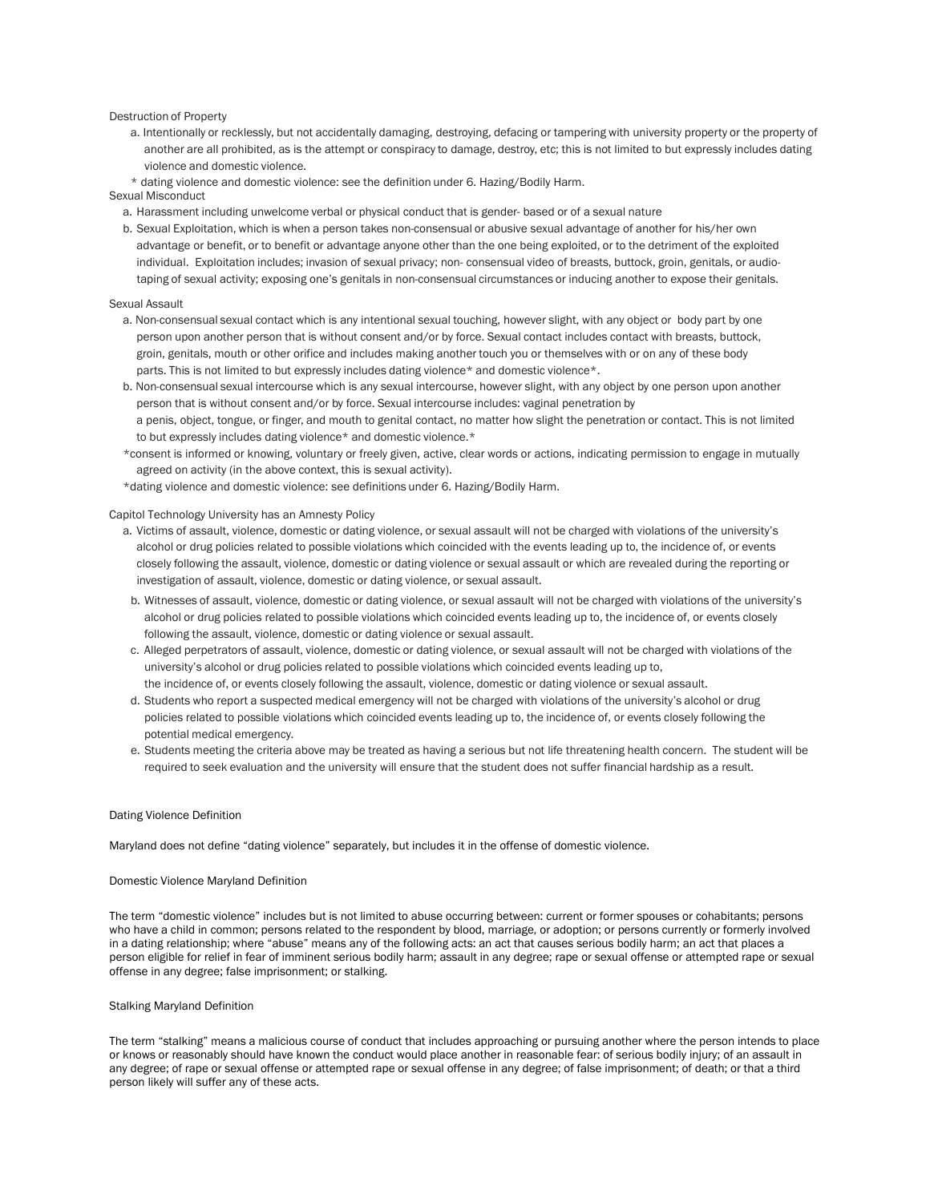Destruction of Property

a. Intentionally or recklessly, but not accidentally damaging, destroying, defacing or tampering with university property or the property of another are all prohibited, as is the attempt or conspiracy to damage, destroy, etc; this is not limited to but expressly includes dating violence and domestic violence.

* dating violence and domestic violence: see the definition under 6. Hazing/Bodily Harm.

Sexual Misconduct

a. Harassment including unwelcome verbal or physical conduct that is gender- based or of a sexual nature
b. Sexual Exploitation, which is when a person takes non-consensual or abusive sexual advantage of another for his/her own advantage or benefit, or to benefit or advantage anyone other than the one being exploited, or to the detriment of the exploited individual. Exploitation includes; invasion of sexual privacy; non- consensual video of breasts, buttock, groin, genitals, or audio-taping of sexual activity; exposing one's genitals in non-consensual circumstances or inducing another to expose their genitals.

Sexual Assault

a. Non-consensual sexual contact which is any intentional sexual touching, however slight, with any object or body part by one person upon another person that is without consent and/or by force. Sexual contact includes contact with breasts, buttock, groin, genitals, mouth or other orifice and includes making another touch you or themselves with or on any of these body parts. This is not limited to but expressly includes dating violence* and domestic violence*.
b. Non-consensual sexual intercourse which is any sexual intercourse, however slight, with any object by one person upon another person that is without consent and/or by force. Sexual intercourse includes: vaginal penetration by a penis, object, tongue, or finger, and mouth to genital contact, no matter how slight the penetration or contact. This is not limited to but expressly includes dating violence* and domestic violence.*

*consent is informed or knowing, voluntary or freely given, active, clear words or actions, indicating permission to engage in mutually agreed on activity (in the above context, this is sexual activity).

*dating violence and domestic violence: see definitions under 6. Hazing/Bodily Harm.

Capitol Technology University has an Amnesty Policy

a. Victims of assault, violence, domestic or dating violence, or sexual assault will not be charged with violations of the university's alcohol or drug policies related to possible violations which coincided with the events leading up to, the incidence of, or events closely following the assault, violence, domestic or dating violence or sexual assault or which are revealed during the reporting or investigation of assault, violence, domestic or dating violence, or sexual assault.
b. Witnesses of assault, violence, domestic or dating violence, or sexual assault will not be charged with violations of the university's alcohol or drug policies related to possible violations which coincided events leading up to, the incidence of, or events closely following the assault, violence, domestic or dating violence or sexual assault.
c. Alleged perpetrators of assault, violence, domestic or dating violence, or sexual assault will not be charged with violations of the university's alcohol or drug policies related to possible violations which coincided events leading up to, the incidence of, or events closely following the assault, violence, domestic or dating violence or sexual assault.
d. Students who report a suspected medical emergency will not be charged with violations of the university's alcohol or drug policies related to possible violations which coincided events leading up to, the incidence of, or events closely following the potential medical emergency.
e. Students meeting the criteria above may be treated as having a serious but not life threatening health concern. The student will be required to seek evaluation and the university will ensure that the student does not suffer financial hardship as a result.

Dating Violence Definition

Maryland does not define "dating violence" separately, but includes it in the offense of domestic violence.

Domestic Violence Maryland Definition

The term "domestic violence" includes but is not limited to abuse occurring between: current or former spouses or cohabitants; persons who have a child in common; persons related to the respondent by blood, marriage, or adoption; or persons currently or formerly involved in a dating relationship; where "abuse" means any of the following acts: an act that causes serious bodily harm; an act that places a person eligible for relief in fear of imminent serious bodily harm; assault in any degree; rape or sexual offense or attempted rape or sexual offense in any degree; false imprisonment; or stalking.

Stalking Maryland Definition

The term "stalking" means a malicious course of conduct that includes approaching or pursuing another where the person intends to place or knows or reasonably should have known the conduct would place another in reasonable fear: of serious bodily injury; of an assault in any degree; of rape or sexual offense or attempted rape or sexual offense in any degree; of false imprisonment; of death; or that a third person likely will suffer any of these acts.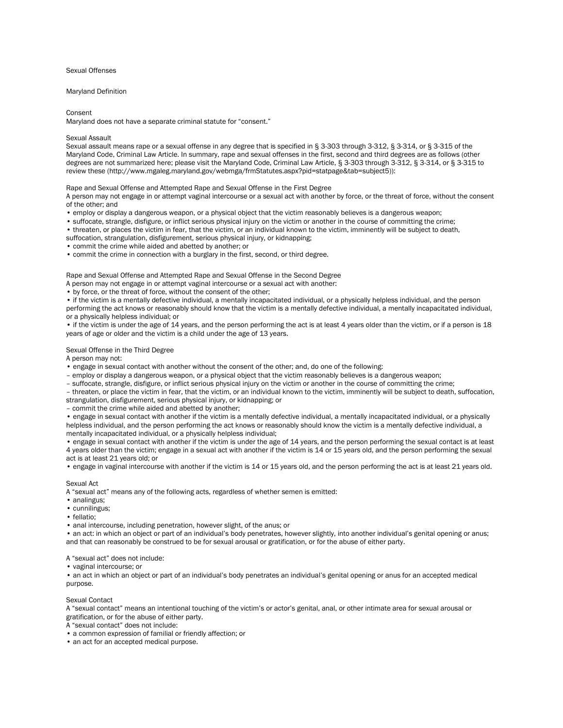## Sexual Offenses

### Maryland Definition

#### Consent

Maryland does not have a separate criminal statute for "consent."

#### Sexual Assault

Sexual assault means rape or a sexual offense in any degree that is specified in § 3-303 through 3-312, § 3-314, or § 3-315 of the Maryland Code, Criminal Law Article. In summary, rape and sexual offenses in the first, second and third degrees are as follows (other degrees are not summarized here; please visit the Maryland Code, Criminal Law Article, § 3-303 through 3-312, § 3-314, or § 3-315 to review these (http://www.mgaleg.maryland.gov/webmga/frmStatutes.aspx?pid=statpage&tab=subject5)):

#### Rape and Sexual Offense and Attempted Rape and Sexual Offense in the First Degree

A person may not engage in or attempt vaginal intercourse or a sexual act with another by force, or the threat of force, without the consent of the other; and

- employ or display a dangerous weapon, or a physical object that the victim reasonably believes is a dangerous weapon;
- suffocate, strangle, disfigure, or inflict serious physical injury on the victim or another in the course of committing the crime;
- threaten, or places the victim in fear, that the victim, or an individual known to the victim, imminently will be subject to death, suffocation, strangulation, disfigurement, serious physical injury, or kidnapping;
- commit the crime while aided and abetted by another; or
- commit the crime in connection with a burglary in the first, second, or third degree.

#### Rape and Sexual Offense and Attempted Rape and Sexual Offense in the Second Degree

A person may not engage in or attempt vaginal intercourse or a sexual act with another:

- by force, or the threat of force, without the consent of the other;
- if the victim is a mentally defective individual, a mentally incapacitated individual, or a physically helpless individual, and the person performing the act knows or reasonably should know that the victim is a mentally defective individual, a mentally incapacitated individual, or a physically helpless individual; or
- if the victim is under the age of 14 years, and the person performing the act is at least 4 years older than the victim, or if a person is 18 years of age or older and the victim is a child under the age of 13 years.

#### Sexual Offense in the Third Degree

A person may not:

- engage in sexual contact with another without the consent of the other; and, do one of the following:
  - employ or display a dangerous weapon, or a physical object that the victim reasonably believes is a dangerous weapon;
  - suffocate, strangle, disfigure, or inflict serious physical injury on the victim or another in the course of committing the crime;
  - threaten, or place the victim in fear, that the victim, or an individual known to the victim, imminently will be subject to death, suffocation, strangulation, disfigurement, serious physical injury, or kidnapping; or
  - commit the crime while aided and abetted by another;
- engage in sexual contact with another if the victim is a mentally defective individual, a mentally incapacitated individual, or a physically helpless individual, and the person performing the act knows or reasonably should know the victim is a mentally defective individual, a mentally incapacitated individual, or a physically helpless individual;
- engage in sexual contact with another if the victim is under the age of 14 years, and the person performing the sexual contact is at least 4 years older than the victim; engage in a sexual act with another if the victim is 14 or 15 years old, and the person performing the sexual act is at least 21 years old; or
- engage in vaginal intercourse with another if the victim is 14 or 15 years old, and the person performing the act is at least 21 years old.

#### Sexual Act

A "sexual act" means any of the following acts, regardless of whether semen is emitted:

- analingus;
- cunnilingus;
- fellatio;
- anal intercourse, including penetration, however slight, of the anus; or
- an act: in which an object or part of an individual's body penetrates, however slightly, into another individual's genital opening or anus; and that can reasonably be construed to be for sexual arousal or gratification, or for the abuse of either party.

A "sexual act" does not include:

- vaginal intercourse; or
- an act in which an object or part of an individual's body penetrates an individual's genital opening or anus for an accepted medical purpose.

#### Sexual Contact

A "sexual contact" means an intentional touching of the victim's or actor's genital, anal, or other intimate area for sexual arousal or gratification, or for the abuse of either party.

A "sexual contact" does not include:

- a common expression of familial or friendly affection; or
- an act for an accepted medical purpose.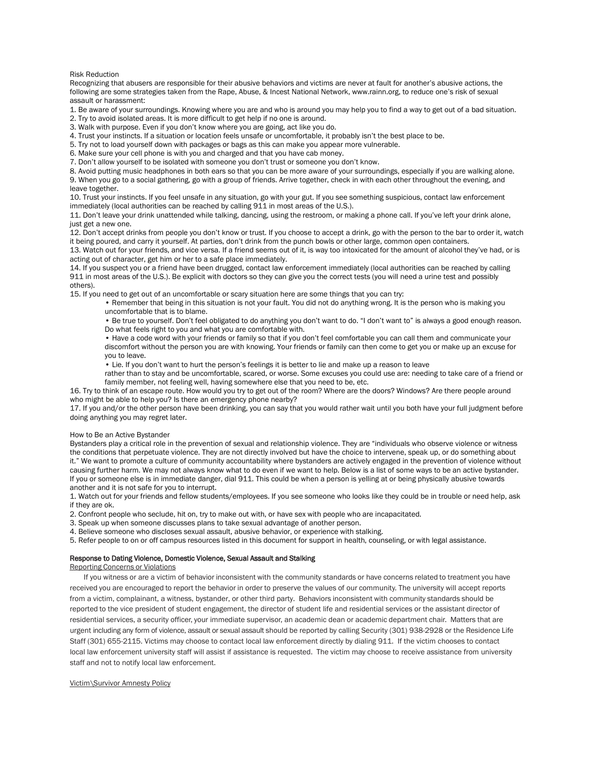Risk Reduction

Recognizing that abusers are responsible for their abusive behaviors and victims are never at fault for another's abusive actions, the following are some strategies taken from the Rape, Abuse, & Incest National Network, www.rainn.org, to reduce one's risk of sexual assault or harassment:

1. Be aware of your surroundings. Knowing where you are and who is around you may help you to find a way to get out of a bad situation.
2. Try to avoid isolated areas. It is more difficult to get help if no one is around.
3. Walk with purpose. Even if you don't know where you are going, act like you do.
4. Trust your instincts. If a situation or location feels unsafe or uncomfortable, it probably isn't the best place to be.
5. Try not to load yourself down with packages or bags as this can make you appear more vulnerable.
6. Make sure your cell phone is with you and charged and that you have cab money.
7. Don't allow yourself to be isolated with someone you don't trust or someone you don't know.
8. Avoid putting music headphones in both ears so that you can be more aware of your surroundings, especially if you are walking alone.
9. When you go to a social gathering, go with a group of friends. Arrive together, check in with each other throughout the evening, and leave together.
10. Trust your instincts. If you feel unsafe in any situation, go with your gut. If you see something suspicious, contact law enforcement immediately (local authorities can be reached by calling 911 in most areas of the U.S.).
11. Don't leave your drink unattended while talking, dancing, using the restroom, or making a phone call. If you've left your drink alone, just get a new one.
12. Don't accept drinks from people you don't know or trust. If you choose to accept a drink, go with the person to the bar to order it, watch it being poured, and carry it yourself. At parties, don't drink from the punch bowls or other large, common open containers.
13. Watch out for your friends, and vice versa. If a friend seems out of it, is way too intoxicated for the amount of alcohol they've had, or is acting out of character, get him or her to a safe place immediately.
14. If you suspect you or a friend have been drugged, contact law enforcement immediately (local authorities can be reached by calling 911 in most areas of the U.S.). Be explicit with doctors so they can give you the correct tests (you will need a urine test and possibly others).
15. If you need to get out of an uncomfortable or scary situation here are some things that you can try:
    - Remember that being in this situation is not your fault. You did not do anything wrong. It is the person who is making you uncomfortable that is to blame.
    - Be true to yourself. Don't feel obligated to do anything you don't want to do. "I don't want to" is always a good enough reason. Do what feels right to you and what you are comfortable with.
    - Have a code word with your friends or family so that if you don't feel comfortable you can call them and communicate your discomfort without the person you are with knowing. Your friends or family can then come to get you or make up an excuse for you to leave.
    - Lie. If you don't want to hurt the person's feelings it is better to lie and make up a reason to leave rather than to stay and be uncomfortable, scared, or worse. Some excuses you could use are: needing to take care of a friend or family member, not feeling well, having somewhere else that you need to be, etc.
16. Try to think of an escape route. How would you try to get out of the room? Where are the doors? Windows? Are there people around who might be able to help you? Is there an emergency phone nearby?
17. If you and/or the other person have been drinking, you can say that you would rather wait until you both have your full judgment before doing anything you may regret later.

How to Be an Active Bystander

Bystanders play a critical role in the prevention of sexual and relationship violence. They are "individuals who observe violence or witness the conditions that perpetuate violence. They are not directly involved but have the choice to intervene, speak up, or do something about it." We want to promote a culture of community accountability where bystanders are actively engaged in the prevention of violence without causing further harm. We may not always know what to do even if we want to help. Below is a list of some ways to be an active bystander. If you or someone else is in immediate danger, dial 911. This could be when a person is yelling at or being physically abusive towards another and it is not safe for you to interrupt.

1. Watch out for your friends and fellow students/employees. If you see someone who looks like they could be in trouble or need help, ask if they are ok.
2. Confront people who seclude, hit on, try to make out with, or have sex with people who are incapacitated.
3. Speak up when someone discusses plans to take sexual advantage of another person.
4. Believe someone who discloses sexual assault, abusive behavior, or experience with stalking.
5. Refer people to on or off campus resources listed in this document for support in health, counseling, or with legal assistance.

**Response to Dating Violence, Domestic Violence, Sexual Assault and Stalking**

Reporting Concerns or Violations

If you witness or are a victim of behavior inconsistent with the community standards or have concerns related to treatment you have received you are encouraged to report the behavior in order to preserve the values of our community. The university will accept reports from a victim, complainant, a witness, bystander, or other third party. Behaviors inconsistent with community standards should be reported to the vice president of student engagement, the director of student life and residential services or the assistant director of residential services, a security officer, your immediate supervisor, an academic dean or academic department chair. Matters that are urgent including any form of violence, assault or sexual assault should be reported by calling Security (301) 938-2928 or the Residence Life Staff (301) 655-2115. Victims may choose to contact local law enforcement directly by dialing 911. If the victim chooses to contact local law enforcement university staff will assist if assistance is requested. The victim may choose to receive assistance from university staff and not to notify local law enforcement.

Victim\Survivor Amnesty Policy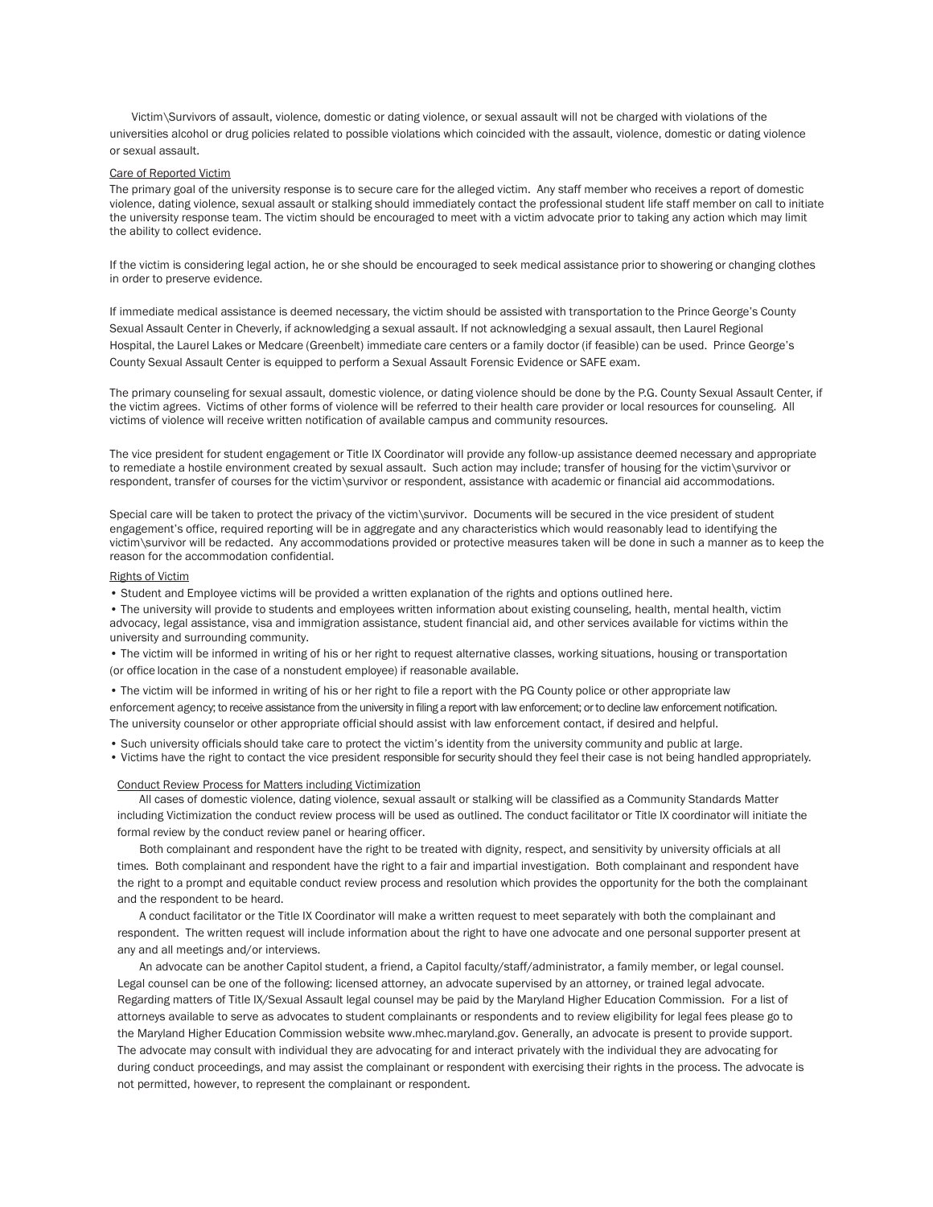Victim\Survivors of assault, violence, domestic or dating violence, or sexual assault will not be charged with violations of the universities alcohol or drug policies related to possible violations which coincided with the assault, violence, domestic or dating violence or sexual assault.

Care of Reported Victim

The primary goal of the university response is to secure care for the alleged victim. Any staff member who receives a report of domestic violence, dating violence, sexual assault or stalking should immediately contact the professional student life staff member on call to initiate the university response team. The victim should be encouraged to meet with a victim advocate prior to taking any action which may limit the ability to collect evidence.

If the victim is considering legal action, he or she should be encouraged to seek medical assistance prior to showering or changing clothes in order to preserve evidence.

If immediate medical assistance is deemed necessary, the victim should be assisted with transportation to the Prince George's County Sexual Assault Center in Cheverly, if acknowledging a sexual assault. If not acknowledging a sexual assault, then Laurel Regional Hospital, the Laurel Lakes or Medcare (Greenbelt) immediate care centers or a family doctor (if feasible) can be used. Prince George's County Sexual Assault Center is equipped to perform a Sexual Assault Forensic Evidence or SAFE exam.

The primary counseling for sexual assault, domestic violence, or dating violence should be done by the P.G. County Sexual Assault Center, if the victim agrees. Victims of other forms of violence will be referred to their health care provider or local resources for counseling. All victims of violence will receive written notification of available campus and community resources.

The vice president for student engagement or Title IX Coordinator will provide any follow-up assistance deemed necessary and appropriate to remediate a hostile environment created by sexual assault. Such action may include; transfer of housing for the victim\survivor or respondent, transfer of courses for the victim\survivor or respondent, assistance with academic or financial aid accommodations.

Special care will be taken to protect the privacy of the victim\survivor. Documents will be secured in the vice president of student engagement's office, required reporting will be in aggregate and any characteristics which would reasonably lead to identifying the victim\survivor will be redacted. Any accommodations provided or protective measures taken will be done in such a manner as to keep the reason for the accommodation confidential.

Rights of Victim

- Student and Employee victims will be provided a written explanation of the rights and options outlined here.
- The university will provide to students and employees written information about existing counseling, health, mental health, victim advocacy, legal assistance, visa and immigration assistance, student financial aid, and other services available for victims within the university and surrounding community.
- The victim will be informed in writing of his or her right to request alternative classes, working situations, housing or transportation (or office location in the case of a nonstudent employee) if reasonable available.
- The victim will be informed in writing of his or her right to file a report with the PG County police or other appropriate law enforcement agency; to receive assistance from the university in filing a report with law enforcement; or to decline law enforcement notification. The university counselor or other appropriate official should assist with law enforcement contact, if desired and helpful.
- Such university officials should take care to protect the victim's identity from the university community and public at large.
- Victims have the right to contact the vice president responsible for security should they feel their case is not being handled appropriately.

Conduct Review Process for Matters including Victimization

All cases of domestic violence, dating violence, sexual assault or stalking will be classified as a Community Standards Matter including Victimization the conduct review process will be used as outlined. The conduct facilitator or Title IX coordinator will initiate the formal review by the conduct review panel or hearing officer.

Both complainant and respondent have the right to be treated with dignity, respect, and sensitivity by university officials at all times. Both complainant and respondent have the right to a fair and impartial investigation. Both complainant and respondent have the right to a prompt and equitable conduct review process and resolution which provides the opportunity for the both the complainant and the respondent to be heard.

A conduct facilitator or the Title IX Coordinator will make a written request to meet separately with both the complainant and respondent. The written request will include information about the right to have one advocate and one personal supporter present at any and all meetings and/or interviews.

An advocate can be another Capitol student, a friend, a Capitol faculty/staff/administrator, a family member, or legal counsel. Legal counsel can be one of the following: licensed attorney, an advocate supervised by an attorney, or trained legal advocate. Regarding matters of Title IX/Sexual Assault legal counsel may be paid by the Maryland Higher Education Commission. For a list of attorneys available to serve as advocates to student complainants or respondents and to review eligibility for legal fees please go to the Maryland Higher Education Commission website www.mhec.maryland.gov. Generally, an advocate is present to provide support. The advocate may consult with individual they are advocating for and interact privately with the individual they are advocating for during conduct proceedings, and may assist the complainant or respondent with exercising their rights in the process. The advocate is not permitted, however, to represent the complainant or respondent.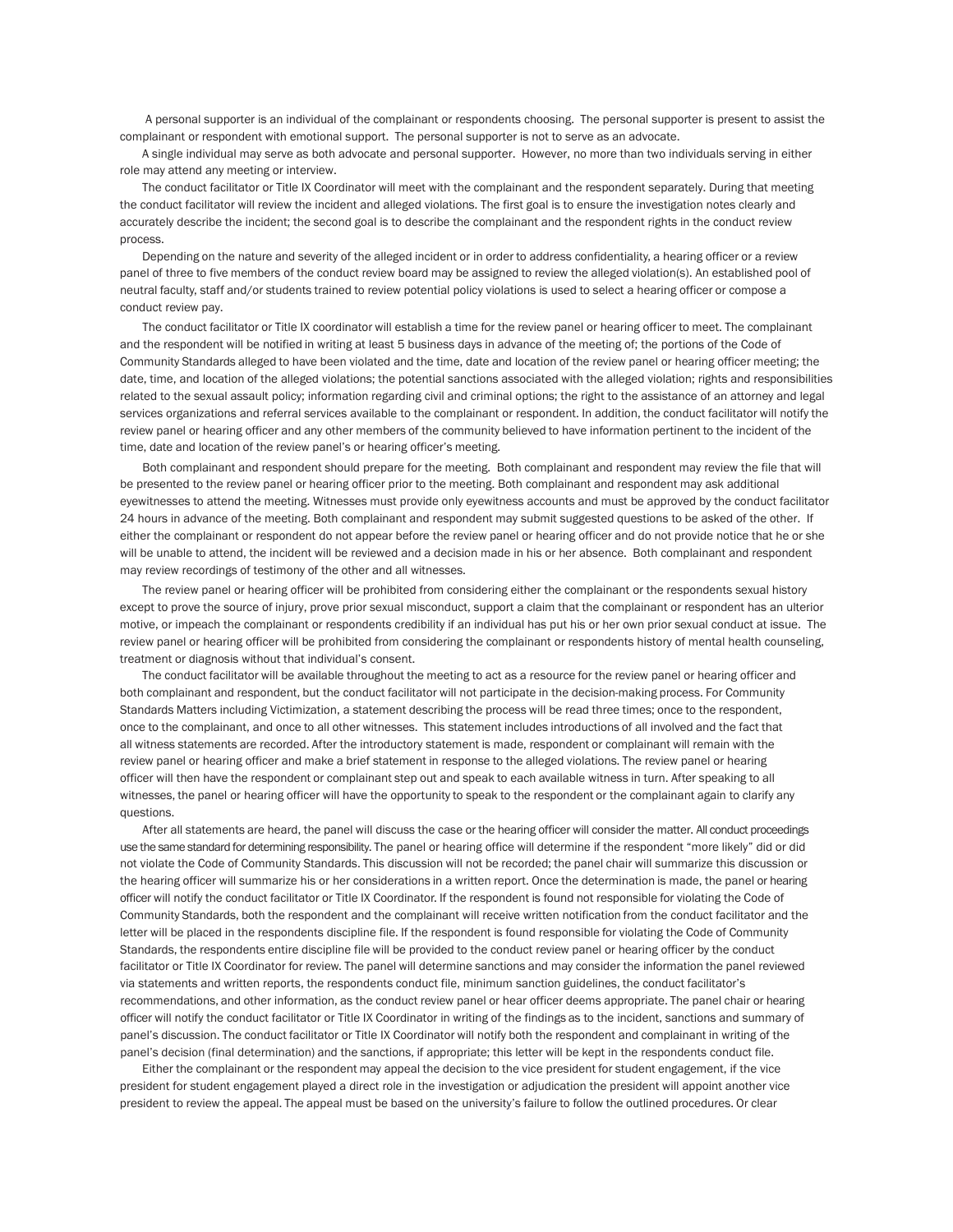A personal supporter is an individual of the complainant or respondents choosing. The personal supporter is present to assist the complainant or respondent with emotional support. The personal supporter is not to serve as an advocate.

A single individual may serve as both advocate and personal supporter. However, no more than two individuals serving in either role may attend any meeting or interview.

The conduct facilitator or Title IX Coordinator will meet with the complainant and the respondent separately. During that meeting the conduct facilitator will review the incident and alleged violations. The first goal is to ensure the investigation notes clearly and accurately describe the incident; the second goal is to describe the complainant and the respondent rights in the conduct review process.

Depending on the nature and severity of the alleged incident or in order to address confidentiality, a hearing officer or a review panel of three to five members of the conduct review board may be assigned to review the alleged violation(s). An established pool of neutral faculty, staff and/or students trained to review potential policy violations is used to select a hearing officer or compose a conduct review pay.

The conduct facilitator or Title IX coordinator will establish a time for the review panel or hearing officer to meet. The complainant and the respondent will be notified in writing at least 5 business days in advance of the meeting of; the portions of the Code of Community Standards alleged to have been violated and the time, date and location of the review panel or hearing officer meeting; the date, time, and location of the alleged violations; the potential sanctions associated with the alleged violation; rights and responsibilities related to the sexual assault policy; information regarding civil and criminal options; the right to the assistance of an attorney and legal services organizations and referral services available to the complainant or respondent. In addition, the conduct facilitator will notify the review panel or hearing officer and any other members of the community believed to have information pertinent to the incident of the time, date and location of the review panel's or hearing officer's meeting.

Both complainant and respondent should prepare for the meeting. Both complainant and respondent may review the file that will be presented to the review panel or hearing officer prior to the meeting. Both complainant and respondent may ask additional eyewitnesses to attend the meeting. Witnesses must provide only eyewitness accounts and must be approved by the conduct facilitator 24 hours in advance of the meeting. Both complainant and respondent may submit suggested questions to be asked of the other. If either the complainant or respondent do not appear before the review panel or hearing officer and do not provide notice that he or she will be unable to attend, the incident will be reviewed and a decision made in his or her absence. Both complainant and respondent may review recordings of testimony of the other and all witnesses.

The review panel or hearing officer will be prohibited from considering either the complainant or the respondents sexual history except to prove the source of injury, prove prior sexual misconduct, support a claim that the complainant or respondent has an ulterior motive, or impeach the complainant or respondents credibility if an individual has put his or her own prior sexual conduct at issue. The review panel or hearing officer will be prohibited from considering the complainant or respondents history of mental health counseling, treatment or diagnosis without that individual's consent.

The conduct facilitator will be available throughout the meeting to act as a resource for the review panel or hearing officer and both complainant and respondent, but the conduct facilitator will not participate in the decision-making process. For Community Standards Matters including Victimization, a statement describing the process will be read three times; once to the respondent, once to the complainant, and once to all other witnesses. This statement includes introductions of all involved and the fact that all witness statements are recorded. After the introductory statement is made, respondent or complainant will remain with the review panel or hearing officer and make a brief statement in response to the alleged violations. The review panel or hearing officer will then have the respondent or complainant step out and speak to each available witness in turn. After speaking to all witnesses, the panel or hearing officer will have the opportunity to speak to the respondent or the complainant again to clarify any questions.

After all statements are heard, the panel will discuss the case or the hearing officer will consider the matter. All conduct proceedings use the same standard for determining responsibility. The panel or hearing office will determine if the respondent "more likely" did or did not violate the Code of Community Standards. This discussion will not be recorded; the panel chair will summarize this discussion or the hearing officer will summarize his or her considerations in a written report. Once the determination is made, the panel or hearing officer will notify the conduct facilitator or Title IX Coordinator. If the respondent is found not responsible for violating the Code of Community Standards, both the respondent and the complainant will receive written notification from the conduct facilitator and the letter will be placed in the respondents discipline file. If the respondent is found responsible for violating the Code of Community Standards, the respondents entire discipline file will be provided to the conduct review panel or hearing officer by the conduct facilitator or Title IX Coordinator for review. The panel will determine sanctions and may consider the information the panel reviewed via statements and written reports, the respondents conduct file, minimum sanction guidelines, the conduct facilitator's recommendations, and other information, as the conduct review panel or hear officer deems appropriate. The panel chair or hearing officer will notify the conduct facilitator or Title IX Coordinator in writing of the findings as to the incident, sanctions and summary of panel's discussion. The conduct facilitator or Title IX Coordinator will notify both the respondent and complainant in writing of the panel's decision (final determination) and the sanctions, if appropriate; this letter will be kept in the respondents conduct file.

Either the complainant or the respondent may appeal the decision to the vice president for student engagement, if the vice president for student engagement played a direct role in the investigation or adjudication the president will appoint another vice president to review the appeal. The appeal must be based on the university's failure to follow the outlined procedures. Or clear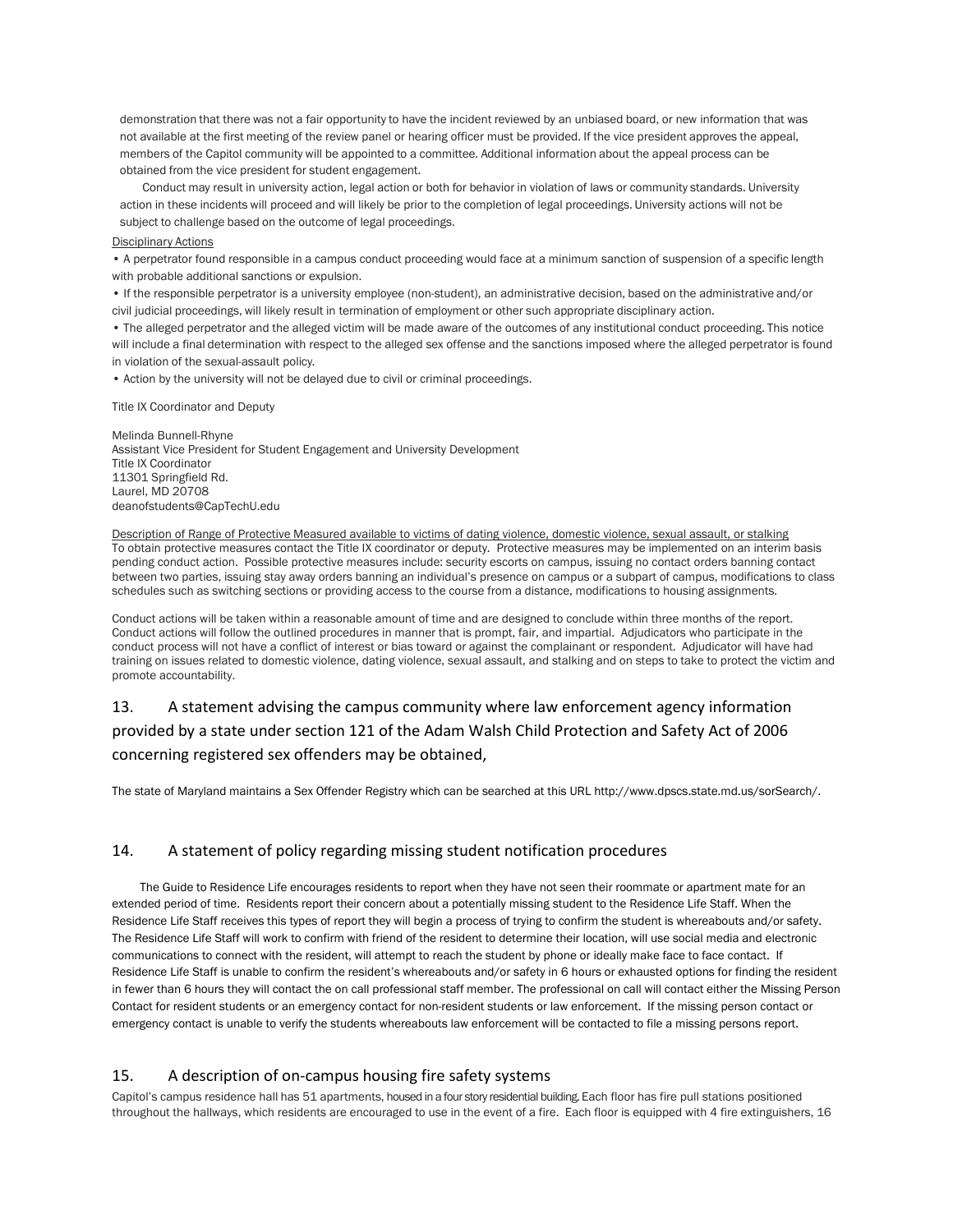demonstration that there was not a fair opportunity to have the incident reviewed by an unbiased board, or new information that was not available at the first meeting of the review panel or hearing officer must be provided. If the vice president approves the appeal, members of the Capitol community will be appointed to a committee. Additional information about the appeal process can be obtained from the vice president for student engagement.

Conduct may result in university action, legal action or both for behavior in violation of laws or community standards. University action in these incidents will proceed and will likely be prior to the completion of legal proceedings. University actions will not be subject to challenge based on the outcome of legal proceedings.

Disciplinary Actions

- A perpetrator found responsible in a campus conduct proceeding would face at a minimum sanction of suspension of a specific length with probable additional sanctions or expulsion.
- If the responsible perpetrator is a university employee (non-student), an administrative decision, based on the administrative and/or civil judicial proceedings, will likely result in termination of employment or other such appropriate disciplinary action.
- The alleged perpetrator and the alleged victim will be made aware of the outcomes of any institutional conduct proceeding. This notice will include a final determination with respect to the alleged sex offense and the sanctions imposed where the alleged perpetrator is found in violation of the sexual-assault policy.
- Action by the university will not be delayed due to civil or criminal proceedings.

Title IX Coordinator and Deputy

Melinda Bunnell-Rhyne
Assistant Vice President for Student Engagement and University Development
Title IX Coordinator
11301 Springfield Rd.
Laurel, MD 20708
deanofstudents@CapTechU.edu

Description of Range of Protective Measured available to victims of dating violence, domestic violence, sexual assault, or stalking
To obtain protective measures contact the Title IX coordinator or deputy. Protective measures may be implemented on an interim basis pending conduct action. Possible protective measures include: security escorts on campus, issuing no contact orders banning contact between two parties, issuing stay away orders banning an individual's presence on campus or a subpart of campus, modifications to class schedules such as switching sections or providing access to the course from a distance, modifications to housing assignments.

Conduct actions will be taken within a reasonable amount of time and are designed to conclude within three months of the report. Conduct actions will follow the outlined procedures in manner that is prompt, fair, and impartial. Adjudicators who participate in the conduct process will not have a conflict of interest or bias toward or against the complainant or respondent. Adjudicator will have had training on issues related to domestic violence, dating violence, sexual assault, and stalking and on steps to take to protect the victim and promote accountability.

## 13. A statement advising the campus community where law enforcement agency information provided by a state under section 121 of the Adam Walsh Child Protection and Safety Act of 2006 concerning registered sex offenders may be obtained,

The state of Maryland maintains a Sex Offender Registry which can be searched at this URL http://www.dpscs.state.md.us/sorSearch/.

## 14. A statement of policy regarding missing student notification procedures

The Guide to Residence Life encourages residents to report when they have not seen their roommate or apartment mate for an extended period of time. Residents report their concern about a potentially missing student to the Residence Life Staff. When the Residence Life Staff receives this types of report they will begin a process of trying to confirm the student is whereabouts and/or safety. The Residence Life Staff will work to confirm with friend of the resident to determine their location, will use social media and electronic communications to connect with the resident, will attempt to reach the student by phone or ideally make face to face contact. If Residence Life Staff is unable to confirm the resident's whereabouts and/or safety in 6 hours or exhausted options for finding the resident in fewer than 6 hours they will contact the on call professional staff member. The professional on call will contact either the Missing Person Contact for resident students or an emergency contact for non-resident students or law enforcement. If the missing person contact or emergency contact is unable to verify the students whereabouts law enforcement will be contacted to file a missing persons report.

## 15. A description of on-campus housing fire safety systems

Capitol's campus residence hall has 51 apartments, housed in a four story residential building. Each floor has fire pull stations positioned throughout the hallways, which residents are encouraged to use in the event of a fire. Each floor is equipped with 4 fire extinguishers, 16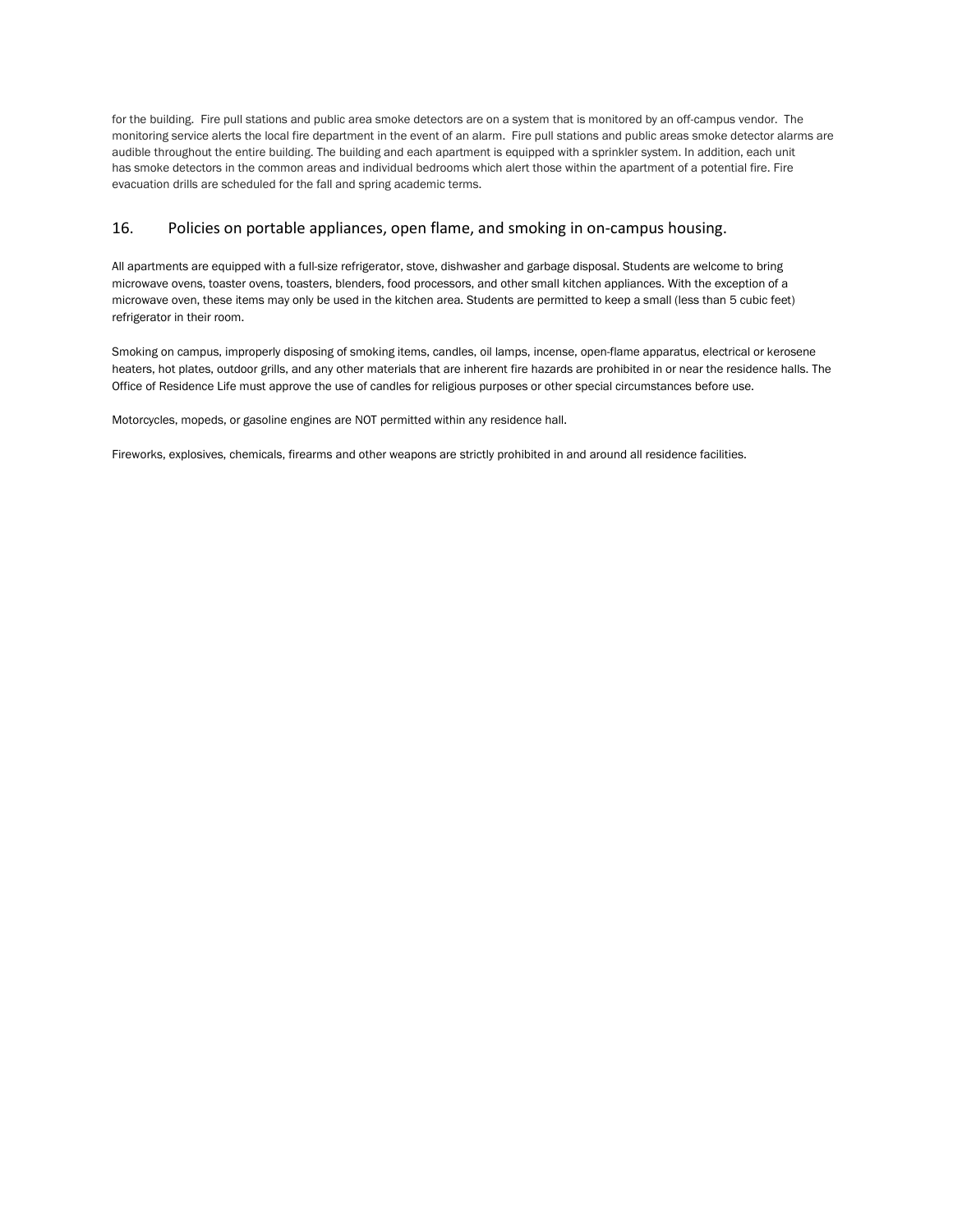for the building. Fire pull stations and public area smoke detectors are on a system that is monitored by an off-campus vendor. The monitoring service alerts the local fire department in the event of an alarm. Fire pull stations and public areas smoke detector alarms are audible throughout the entire building. The building and each apartment is equipped with a sprinkler system. In addition, each unit has smoke detectors in the common areas and individual bedrooms which alert those within the apartment of a potential fire. Fire evacuation drills are scheduled for the fall and spring academic terms.

## 16. Policies on portable appliances, open flame, and smoking in on-campus housing.

All apartments are equipped with a full-size refrigerator, stove, dishwasher and garbage disposal. Students are welcome to bring microwave ovens, toaster ovens, toasters, blenders, food processors, and other small kitchen appliances. With the exception of a microwave oven, these items may only be used in the kitchen area. Students are permitted to keep a small (less than 5 cubic feet) refrigerator in their room.

Smoking on campus, improperly disposing of smoking items, candles, oil lamps, incense, open-flame apparatus, electrical or kerosene heaters, hot plates, outdoor grills, and any other materials that are inherent fire hazards are prohibited in or near the residence halls. The Office of Residence Life must approve the use of candles for religious purposes or other special circumstances before use.

Motorcycles, mopeds, or gasoline engines are NOT permitted within any residence hall.

Fireworks, explosives, chemicals, firearms and other weapons are strictly prohibited in and around all residence facilities.